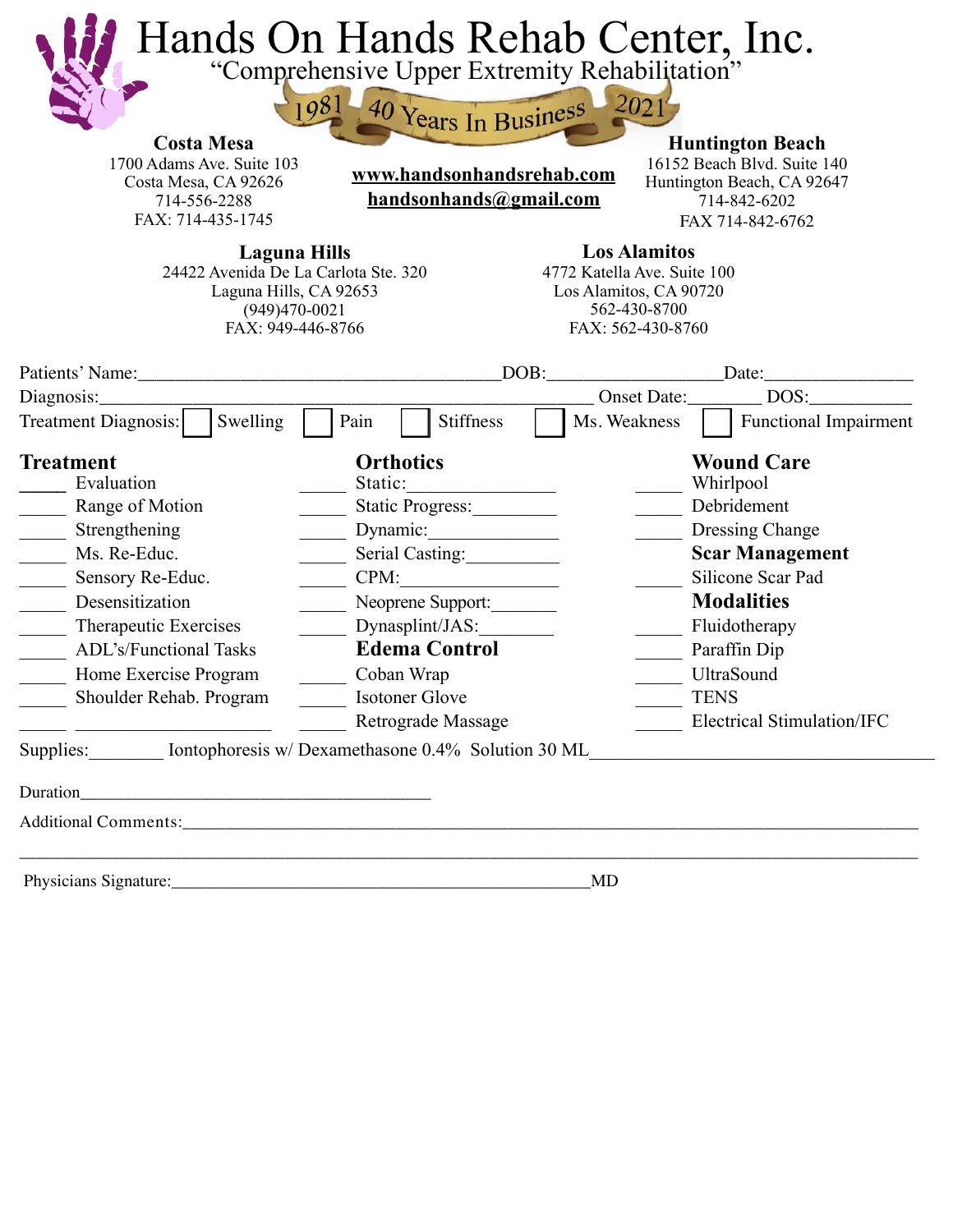# Hands On Hands Rehab Center, Inc.

"Comprehensive Upper Extremity Rehabilitation"

1981 40 Years In Business 2021

**Costa Mesa**
1700 Adams Ave. Suite 103
Costa Mesa, CA 92626
714-556-2288
FAX: 714-435-1745

**www.handsonhandsrehab.com**
**handsonhands@gmail.com**

**Huntington Beach**
16152 Beach Blvd. Suite 140
Huntington Beach, CA 92647
714-842-6202
FAX 714-842-6762

**Laguna Hills**
24422 Avenida De La Carlota Ste. 320
Laguna Hills, CA 92653
(949)470-0021
FAX: 949-446-8766

**Los Alamitos**
4772 Katella Ave. Suite 100
Los Alamitos, CA 90720
562-430-8700
FAX: 562-430-8760

Patients' Name:________________________________________ DOB:__________________ Date:________________

Diagnosis:________________________________________________________ Onset Date:________ DOS:___________

Treatment Diagnosis: ☐ Swelling ☐ Pain ☐ Stiffness ☐ Ms. Weakness ☐ Functional Impairment

## Treatment

_____ Evaluation
_____ Range of Motion
_____ Strengthening
_____ Ms. Re-Educ.
_____ Sensory Re-Educ.
_____ Desensitization
_____ Therapeutic Exercises
_____ ADL's/Functional Tasks
_____ Home Exercise Program
_____ Shoulder Rehab. Program
_____ ____________________

## Orthotics

_____ Static:________________
_____ Static Progress:_________
_____ Dynamic:______________
_____ Serial Casting:__________
_____ CPM:_________________
_____ Neoprene Support:_______
_____ Dynasplint/JAS:________

## Edema Control

_____ Coban Wrap
_____ Isotoner Glove
_____ Retrograde Massage

## Wound Care

_____ Whirlpool
_____ Debridement
_____ Dressing Change

## Scar Management

_____ Silicone Scar Pad

## Modalities

_____ Fluidotherapy
_____ Paraffin Dip
_____ UltraSound
_____ TENS
_____ Electrical Stimulation/IFC

Supplies:________ Iontophoresis w/ Dexamethasone 0.4% Solution 30 ML___________________________________

Duration___________________________________________

Additional Comments:_____________________________________________________________________________________

_________________________________________________________________________________________________________

Physicians Signature:__________________________________________________MD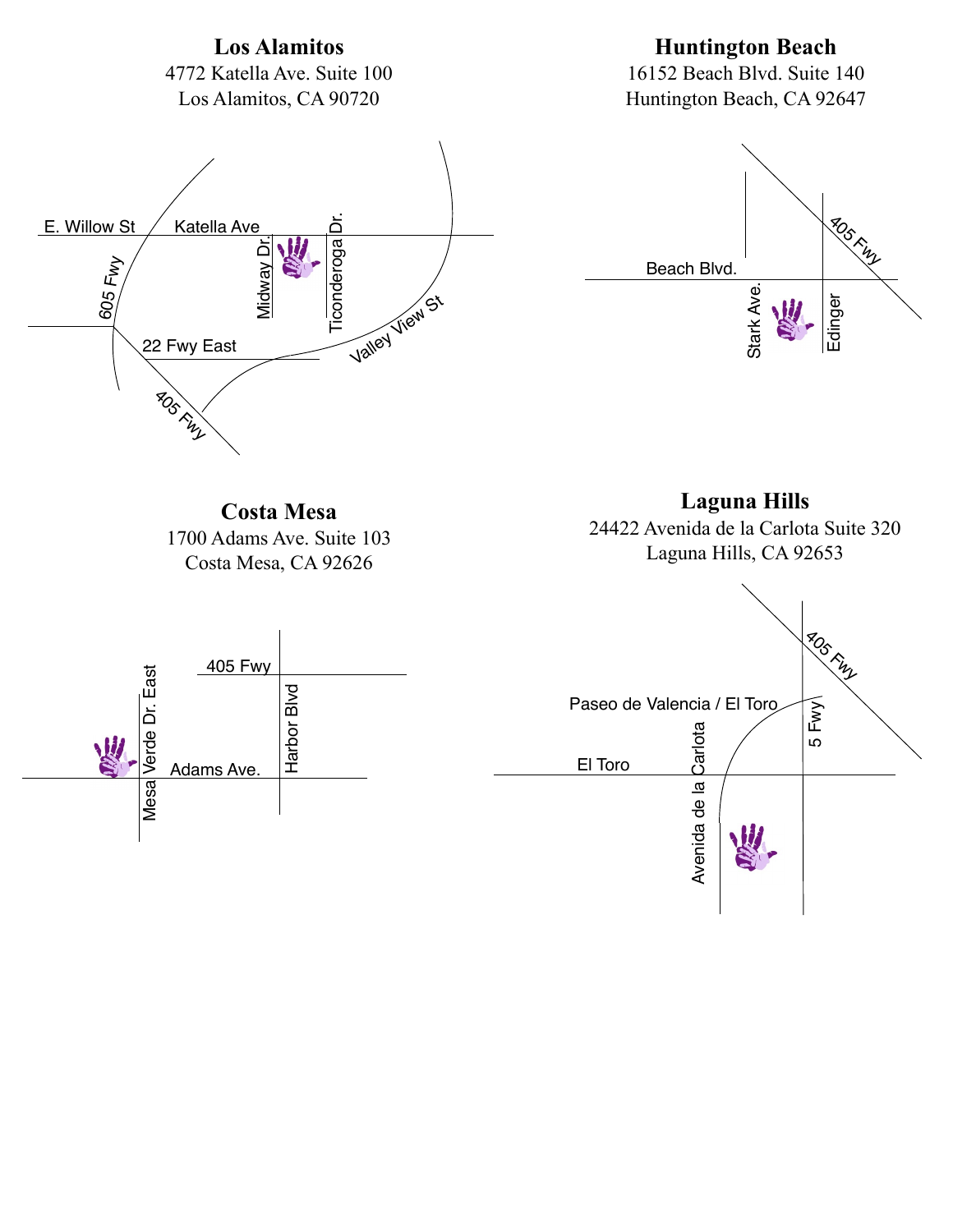## Los Alamitos

4772 Katella Ave. Suite 100
Los Alamitos, CA 90720

E. Willow St
Katella Ave
Midway Dr.
Ticonderoga Dr.
605 Fwy
22 Fwy East
Valley View St
405 Fwy

## Huntington Beach

16152 Beach Blvd. Suite 140
Huntington Beach, CA 92647

405 Fwy
Beach Blvd.
Stark Ave.
Edinger

## Costa Mesa

1700 Adams Ave. Suite 103
Costa Mesa, CA 92626

405 Fwy
Mesa Verde Dr. East
Harbor Blvd
Adams Ave.

## Laguna Hills

24422 Avenida de la Carlota Suite 320
Laguna Hills, CA 92653

405 Fwy
Paseo de Valencia / El Toro
5 Fwy
El Toro
Avenida de la Carlota